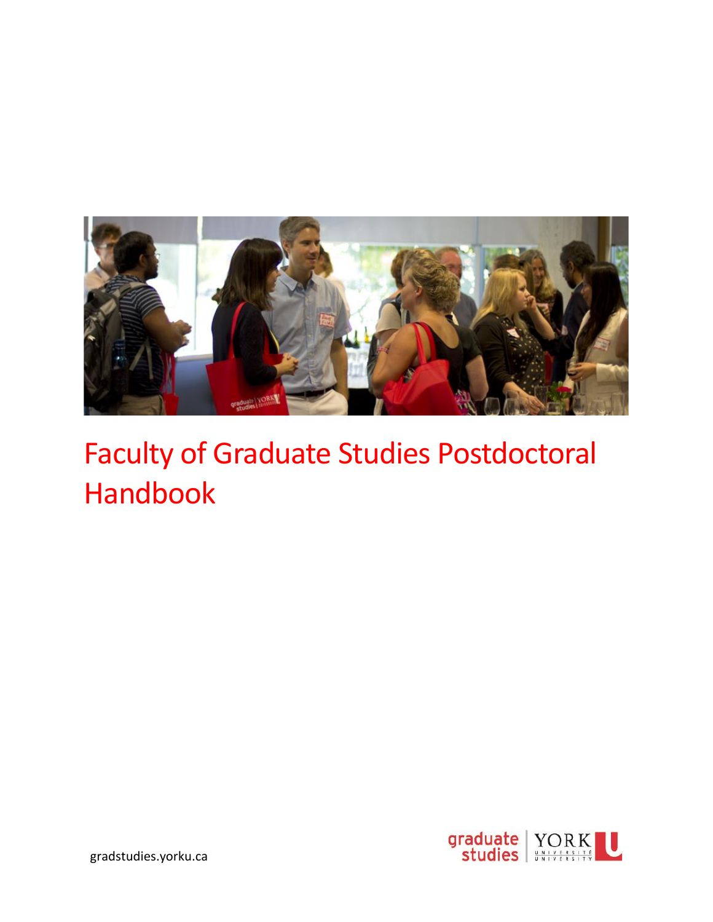# Faculty of Graduate Studies Postdoctoral Handbook

gradstudies.yorku.ca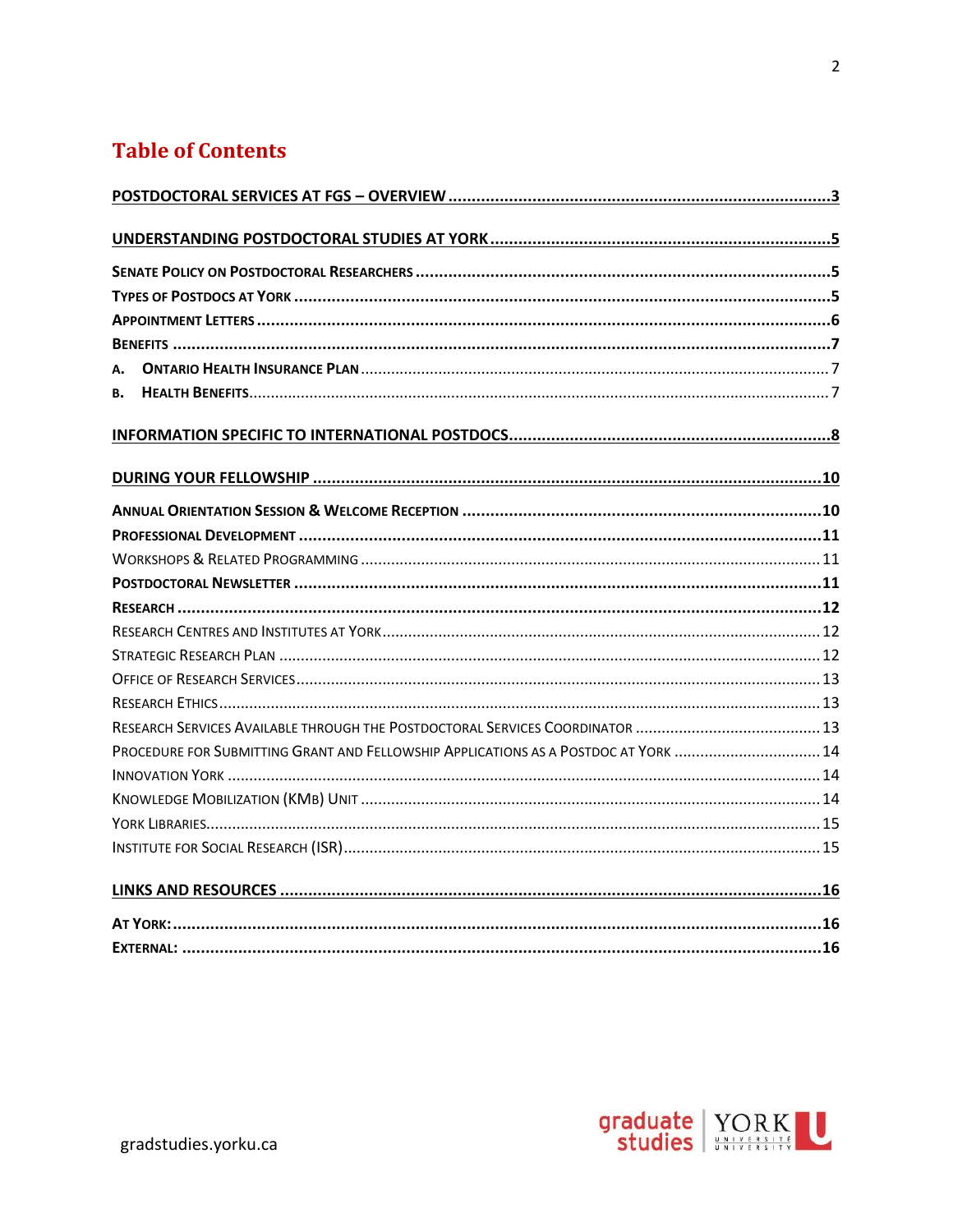# Table of Contents

**POSTDOCTORAL SERVICES AT FGS – OVERVIEW ..... 3**

**UNDERSTANDING POSTDOCTORAL STUDIES AT YORK ..... 5**

**SENATE POLICY ON POSTDOCTORAL RESEARCHERS ..... 5**
**TYPES OF POSTDOCS AT YORK ..... 5**
**APPOINTMENT LETTERS ..... 6**
**BENEFITS ..... 7**
A. **ONTARIO HEALTH INSURANCE PLAN** ..... 7
B. **HEALTH BENEFITS** ..... 7

**INFORMATION SPECIFIC TO INTERNATIONAL POSTDOCS ..... 8**

**DURING YOUR FELLOWSHIP ..... 10**

**ANNUAL ORIENTATION SESSION & WELCOME RECEPTION ..... 10**
**PROFESSIONAL DEVELOPMENT ..... 11**
WORKSHOPS & RELATED PROGRAMMING ..... 11
**POSTDOCTORAL NEWSLETTER ..... 11**
**RESEARCH ..... 12**
RESEARCH CENTRES AND INSTITUTES AT YORK ..... 12
STRATEGIC RESEARCH PLAN ..... 12
OFFICE OF RESEARCH SERVICES ..... 13
RESEARCH ETHICS ..... 13
RESEARCH SERVICES AVAILABLE THROUGH THE POSTDOCTORAL SERVICES COORDINATOR ..... 13
PROCEDURE FOR SUBMITTING GRANT AND FELLOWSHIP APPLICATIONS AS A POSTDOC AT YORK ..... 14
INNOVATION YORK ..... 14
KNOWLEDGE MOBILIZATION (KMB) UNIT ..... 14
YORK LIBRARIES ..... 15
INSTITUTE FOR SOCIAL RESEARCH (ISR) ..... 15

**LINKS AND RESOURCES ..... 16**

**AT YORK: ..... 16**
**EXTERNAL: ..... 16**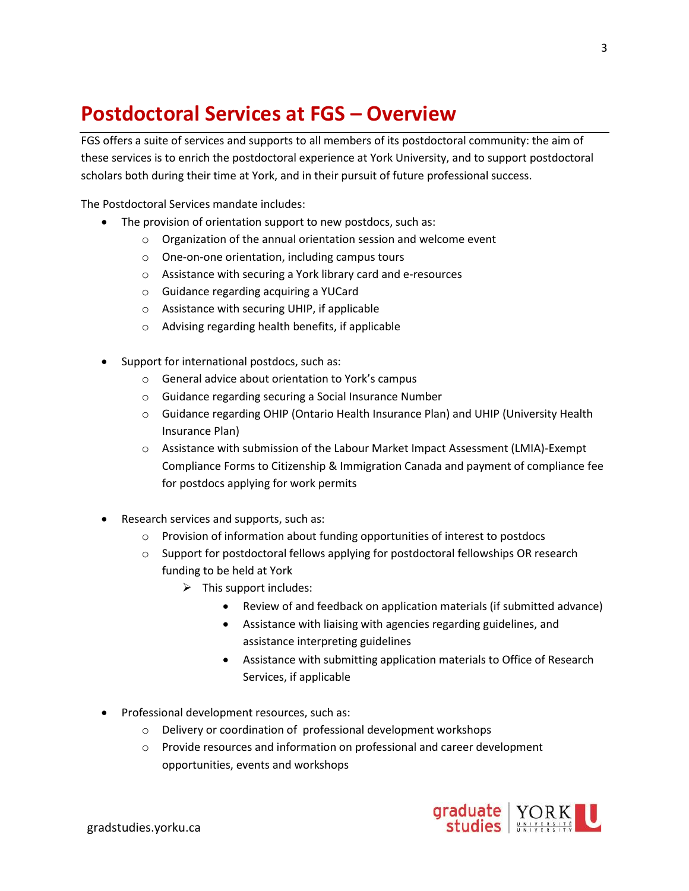# Postdoctoral Services at FGS – Overview

FGS offers a suite of services and supports to all members of its postdoctoral community: the aim of these services is to enrich the postdoctoral experience at York University, and to support postdoctoral scholars both during their time at York, and in their pursuit of future professional success.

The Postdoctoral Services mandate includes:

- The provision of orientation support to new postdocs, such as:
  - Organization of the annual orientation session and welcome event
  - One-on-one orientation, including campus tours
  - Assistance with securing a York library card and e-resources
  - Guidance regarding acquiring a YUCard
  - Assistance with securing UHIP, if applicable
  - Advising regarding health benefits, if applicable

- Support for international postdocs, such as:
  - General advice about orientation to York's campus
  - Guidance regarding securing a Social Insurance Number
  - Guidance regarding OHIP (Ontario Health Insurance Plan) and UHIP (University Health Insurance Plan)
  - Assistance with submission of the Labour Market Impact Assessment (LMIA)-Exempt Compliance Forms to Citizenship & Immigration Canada and payment of compliance fee for postdocs applying for work permits

- Research services and supports, such as:
  - Provision of information about funding opportunities of interest to postdocs
  - Support for postdoctoral fellows applying for postdoctoral fellowships OR research funding to be held at York
    - This support includes:
      - Review of and feedback on application materials (if submitted advance)
      - Assistance with liaising with agencies regarding guidelines, and assistance interpreting guidelines
      - Assistance with submitting application materials to Office of Research Services, if applicable

- Professional development resources, such as:
  - Delivery or coordination of professional development workshops
  - Provide resources and information on professional and career development opportunities, events and workshops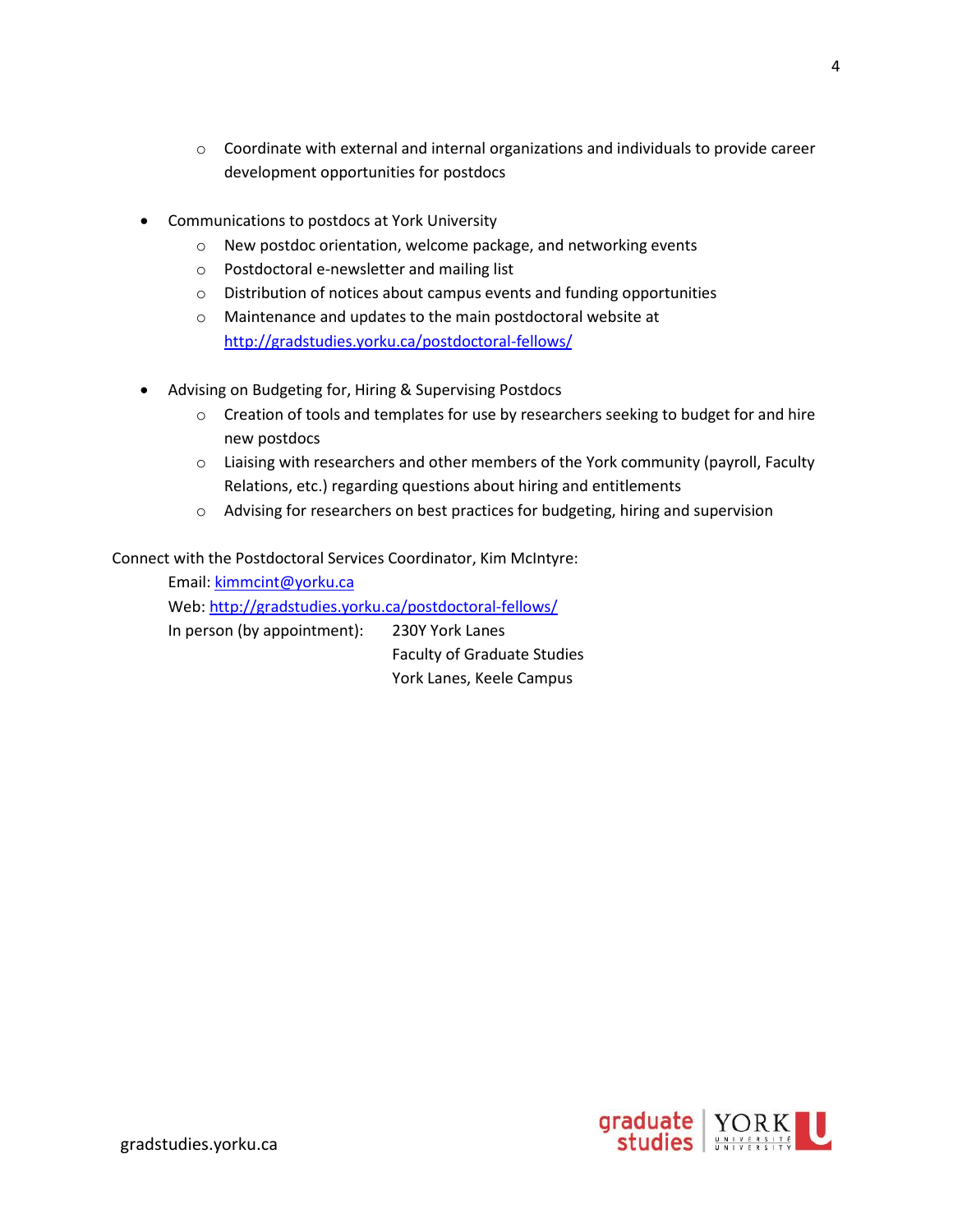- Coordinate with external and internal organizations and individuals to provide career development opportunities for postdocs

- Communications to postdocs at York University
    - New postdoc orientation, welcome package, and networking events
    - Postdoctoral e-newsletter and mailing list
    - Distribution of notices about campus events and funding opportunities
    - Maintenance and updates to the main postdoctoral website at [http://gradstudies.yorku.ca/postdoctoral-fellows/](http://gradstudies.yorku.ca/postdoctoral-fellows/)

- Advising on Budgeting for, Hiring & Supervising Postdocs
    - Creation of tools and templates for use by researchers seeking to budget for and hire new postdocs
    - Liaising with researchers and other members of the York community (payroll, Faculty Relations, etc.) regarding questions about hiring and entitlements
    - Advising for researchers on best practices for budgeting, hiring and supervision

Connect with the Postdoctoral Services Coordinator, Kim McIntyre:

Email: [kimmcint@yorku.ca](mailto:kimmcint@yorku.ca)
Web: [http://gradstudies.yorku.ca/postdoctoral-fellows/](http://gradstudies.yorku.ca/postdoctoral-fellows/)
In person (by appointment): 230Y York Lanes
Faculty of Graduate Studies
York Lanes, Keele Campus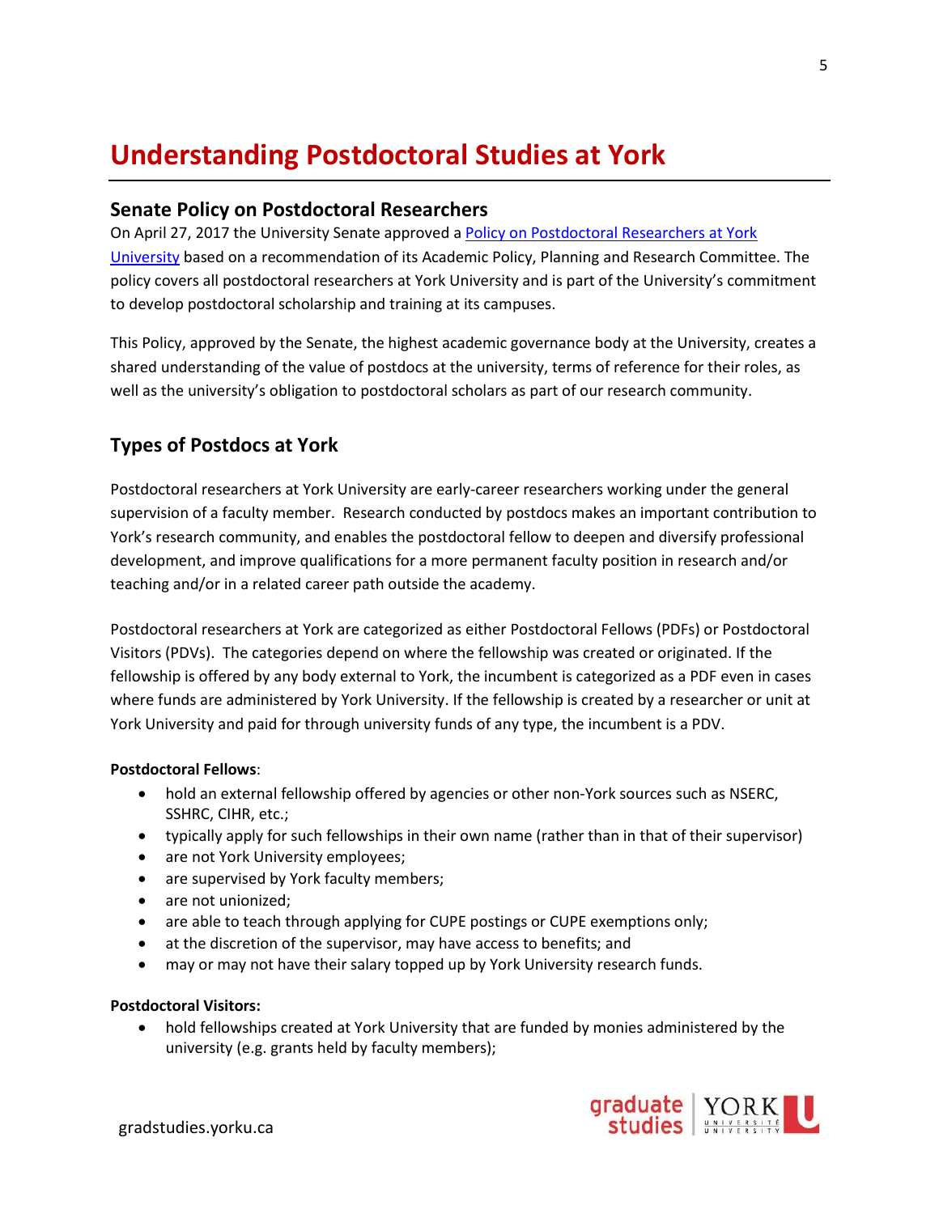# Understanding Postdoctoral Studies at York

## Senate Policy on Postdoctoral Researchers

On April 27, 2017 the University Senate approved a [Policy on Postdoctoral Researchers at York University]() based on a recommendation of its Academic Policy, Planning and Research Committee. The policy covers all postdoctoral researchers at York University and is part of the University's commitment to develop postdoctoral scholarship and training at its campuses.

This Policy, approved by the Senate, the highest academic governance body at the University, creates a shared understanding of the value of postdocs at the university, terms of reference for their roles, as well as the university's obligation to postdoctoral scholars as part of our research community.

## Types of Postdocs at York

Postdoctoral researchers at York University are early-career researchers working under the general supervision of a faculty member. Research conducted by postdocs makes an important contribution to York's research community, and enables the postdoctoral fellow to deepen and diversify professional development, and improve qualifications for a more permanent faculty position in research and/or teaching and/or in a related career path outside the academy.

Postdoctoral researchers at York are categorized as either Postdoctoral Fellows (PDFs) or Postdoctoral Visitors (PDVs). The categories depend on where the fellowship was created or originated. If the fellowship is offered by any body external to York, the incumbent is categorized as a PDF even in cases where funds are administered by York University. If the fellowship is created by a researcher or unit at York University and paid for through university funds of any type, the incumbent is a PDV.

**Postdoctoral Fellows**:

- hold an external fellowship offered by agencies or other non-York sources such as NSERC, SSHRC, CIHR, etc.;
- typically apply for such fellowships in their own name (rather than in that of their supervisor)
- are not York University employees;
- are supervised by York faculty members;
- are not unionized;
- are able to teach through applying for CUPE postings or CUPE exemptions only;
- at the discretion of the supervisor, may have access to benefits; and
- may or may not have their salary topped up by York University research funds.

**Postdoctoral Visitors:**

- hold fellowships created at York University that are funded by monies administered by the university (e.g. grants held by faculty members);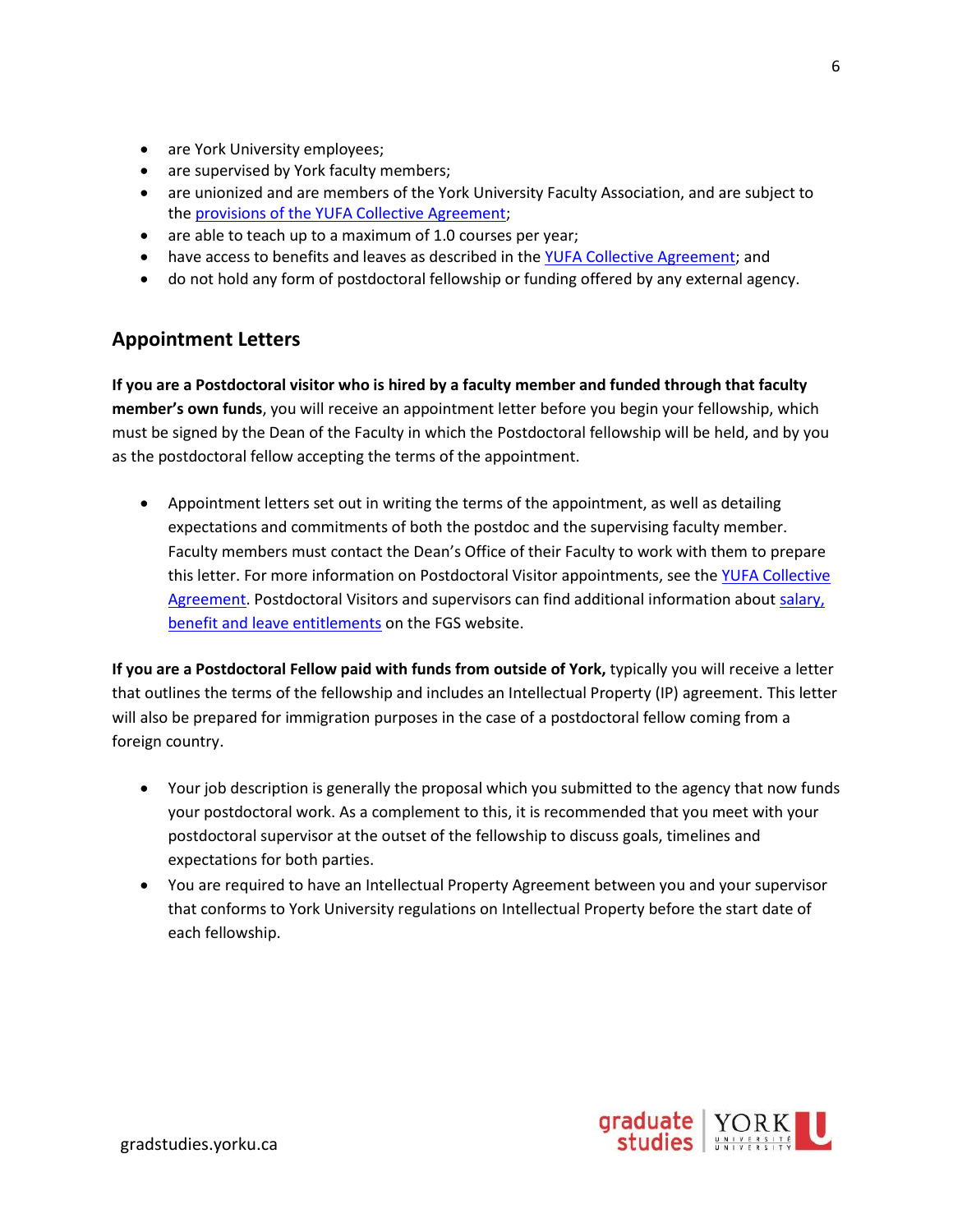- are York University employees;
- are supervised by York faculty members;
- are unionized and are members of the York University Faculty Association, and are subject to the provisions of the YUFA Collective Agreement;
- are able to teach up to a maximum of 1.0 courses per year;
- have access to benefits and leaves as described in the YUFA Collective Agreement; and
- do not hold any form of postdoctoral fellowship or funding offered by any external agency.

## Appointment Letters

**If you are a Postdoctoral visitor who is hired by a faculty member and funded through that faculty member's own funds**, you will receive an appointment letter before you begin your fellowship, which must be signed by the Dean of the Faculty in which the Postdoctoral fellowship will be held, and by you as the postdoctoral fellow accepting the terms of the appointment.

- Appointment letters set out in writing the terms of the appointment, as well as detailing expectations and commitments of both the postdoc and the supervising faculty member. Faculty members must contact the Dean's Office of their Faculty to work with them to prepare this letter. For more information on Postdoctoral Visitor appointments, see the YUFA Collective Agreement. Postdoctoral Visitors and supervisors can find additional information about salary, benefit and leave entitlements on the FGS website.

**If you are a Postdoctoral Fellow paid with funds from outside of York,** typically you will receive a letter that outlines the terms of the fellowship and includes an Intellectual Property (IP) agreement. This letter will also be prepared for immigration purposes in the case of a postdoctoral fellow coming from a foreign country.

- Your job description is generally the proposal which you submitted to the agency that now funds your postdoctoral work. As a complement to this, it is recommended that you meet with your postdoctoral supervisor at the outset of the fellowship to discuss goals, timelines and expectations for both parties.
- You are required to have an Intellectual Property Agreement between you and your supervisor that conforms to York University regulations on Intellectual Property before the start date of each fellowship.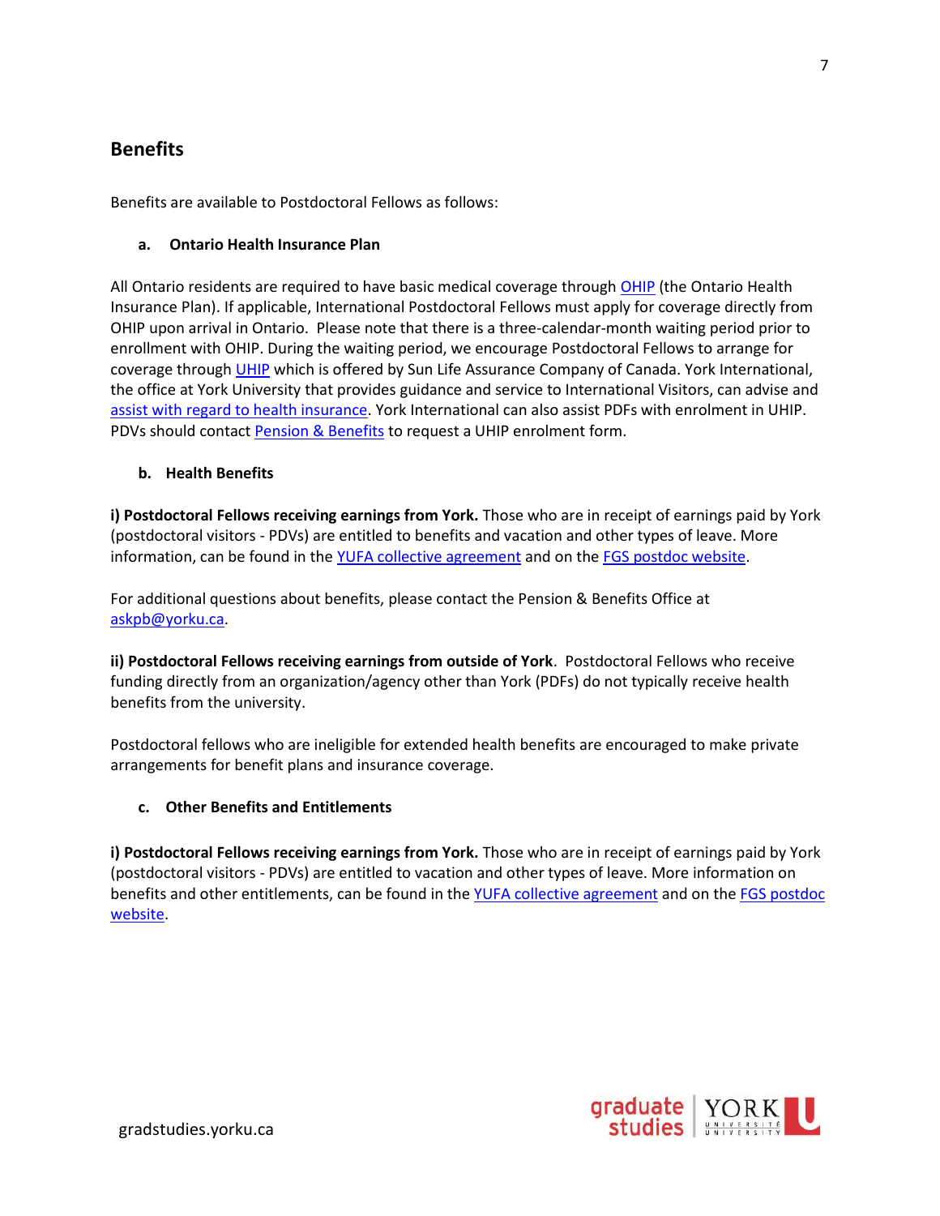## Benefits

Benefits are available to Postdoctoral Fellows as follows:

### a. Ontario Health Insurance Plan

All Ontario residents are required to have basic medical coverage through OHIP (the Ontario Health Insurance Plan). If applicable, International Postdoctoral Fellows must apply for coverage directly from OHIP upon arrival in Ontario. Please note that there is a three-calendar-month waiting period prior to enrollment with OHIP. During the waiting period, we encourage Postdoctoral Fellows to arrange for coverage through UHIP which is offered by Sun Life Assurance Company of Canada. York International, the office at York University that provides guidance and service to International Visitors, can advise and assist with regard to health insurance. York International can also assist PDFs with enrolment in UHIP. PDVs should contact Pension & Benefits to request a UHIP enrolment form.

### b. Health Benefits

**i) Postdoctoral Fellows receiving earnings from York.** Those who are in receipt of earnings paid by York (postdoctoral visitors - PDVs) are entitled to benefits and vacation and other types of leave. More information, can be found in the YUFA collective agreement and on the FGS postdoc website.

For additional questions about benefits, please contact the Pension & Benefits Office at askpb@yorku.ca.

**ii) Postdoctoral Fellows receiving earnings from outside of York**. Postdoctoral Fellows who receive funding directly from an organization/agency other than York (PDFs) do not typically receive health benefits from the university.

Postdoctoral fellows who are ineligible for extended health benefits are encouraged to make private arrangements for benefit plans and insurance coverage.

### c. Other Benefits and Entitlements

**i) Postdoctoral Fellows receiving earnings from York.** Those who are in receipt of earnings paid by York (postdoctoral visitors - PDVs) are entitled to vacation and other types of leave. More information on benefits and other entitlements, can be found in the YUFA collective agreement and on the FGS postdoc website.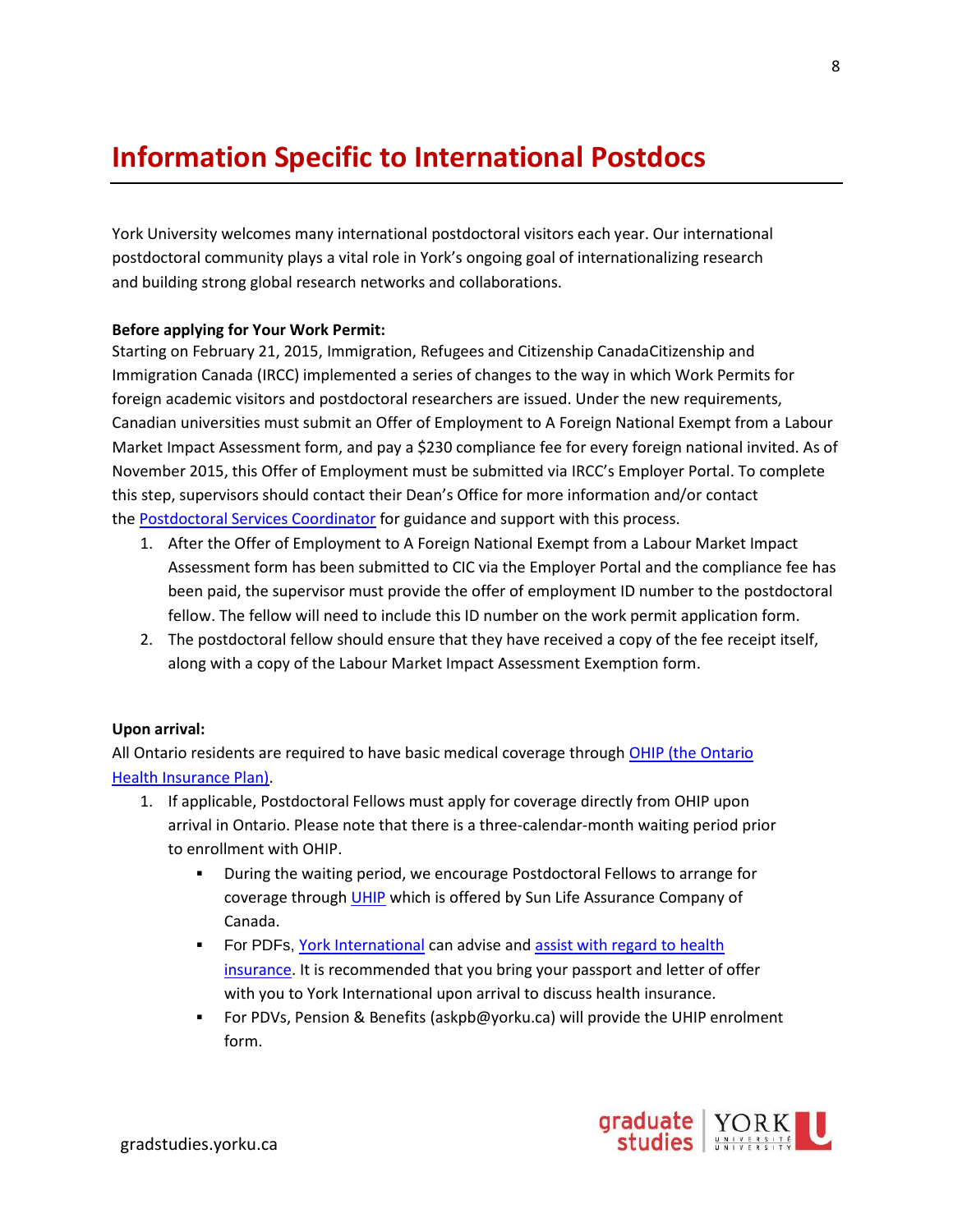# Information Specific to International Postdocs

York University welcomes many international postdoctoral visitors each year. Our international postdoctoral community plays a vital role in York's ongoing goal of internationalizing research and building strong global research networks and collaborations.

**Before applying for Your Work Permit:**

Starting on February 21, 2015, Immigration, Refugees and Citizenship CanadaCitizenship and Immigration Canada (IRCC) implemented a series of changes to the way in which Work Permits for foreign academic visitors and postdoctoral researchers are issued. Under the new requirements, Canadian universities must submit an Offer of Employment to A Foreign National Exempt from a Labour Market Impact Assessment form, and pay a $230 compliance fee for every foreign national invited. As of November 2015, this Offer of Employment must be submitted via IRCC's Employer Portal. To complete this step, supervisors should contact their Dean's Office for more information and/or contact the Postdoctoral Services Coordinator for guidance and support with this process.

1. After the Offer of Employment to A Foreign National Exempt from a Labour Market Impact Assessment form has been submitted to CIC via the Employer Portal and the compliance fee has been paid, the supervisor must provide the offer of employment ID number to the postdoctoral fellow. The fellow will need to include this ID number on the work permit application form.
2. The postdoctoral fellow should ensure that they have received a copy of the fee receipt itself, along with a copy of the Labour Market Impact Assessment Exemption form.

**Upon arrival:**

All Ontario residents are required to have basic medical coverage through OHIP (the Ontario Health Insurance Plan).

1. If applicable, Postdoctoral Fellows must apply for coverage directly from OHIP upon arrival in Ontario. Please note that there is a three-calendar-month waiting period prior to enrollment with OHIP.
   - During the waiting period, we encourage Postdoctoral Fellows to arrange for coverage through UHIP which is offered by Sun Life Assurance Company of Canada.
   - For PDFs, York International can advise and assist with regard to health insurance. It is recommended that you bring your passport and letter of offer with you to York International upon arrival to discuss health insurance.
   - For PDVs, Pension & Benefits (askpb@yorku.ca) will provide the UHIP enrolment form.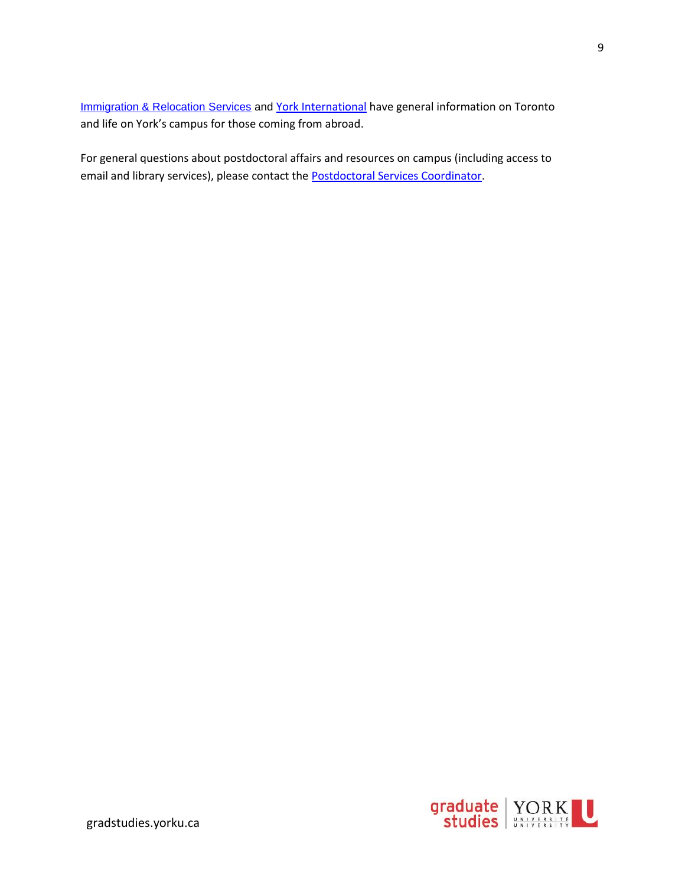Immigration & Relocation Services and York International have general information on Toronto and life on York's campus for those coming from abroad.

For general questions about postdoctoral affairs and resources on campus (including access to email and library services), please contact the Postdoctoral Services Coordinator.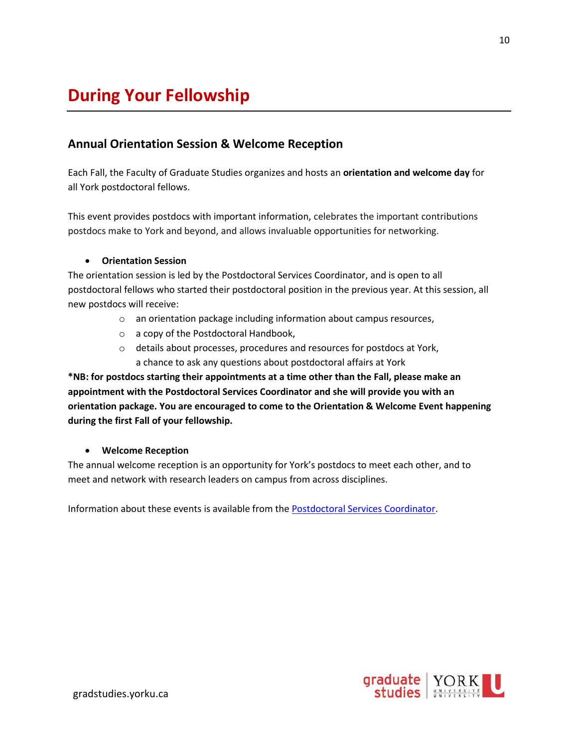# During Your Fellowship

## Annual Orientation Session & Welcome Reception

Each Fall, the Faculty of Graduate Studies organizes and hosts an **orientation and welcome day** for all York postdoctoral fellows.

This event provides postdocs with important information, celebrates the important contributions postdocs make to York and beyond, and allows invaluable opportunities for networking.

- **Orientation Session**

The orientation session is led by the Postdoctoral Services Coordinator, and is open to all postdoctoral fellows who started their postdoctoral position in the previous year. At this session, all new postdocs will receive:

  - an orientation package including information about campus resources,
  - a copy of the Postdoctoral Handbook,
  - details about processes, procedures and resources for postdocs at York, a chance to ask any questions about postdoctoral affairs at York

***NB: for postdocs starting their appointments at a time other than the Fall, please make an appointment with the Postdoctoral Services Coordinator and she will provide you with an orientation package. You are encouraged to come to the Orientation & Welcome Event happening during the first Fall of your fellowship.**

- **Welcome Reception**

The annual welcome reception is an opportunity for York's postdocs to meet each other, and to meet and network with research leaders on campus from across disciplines.

Information about these events is available from the Postdoctoral Services Coordinator.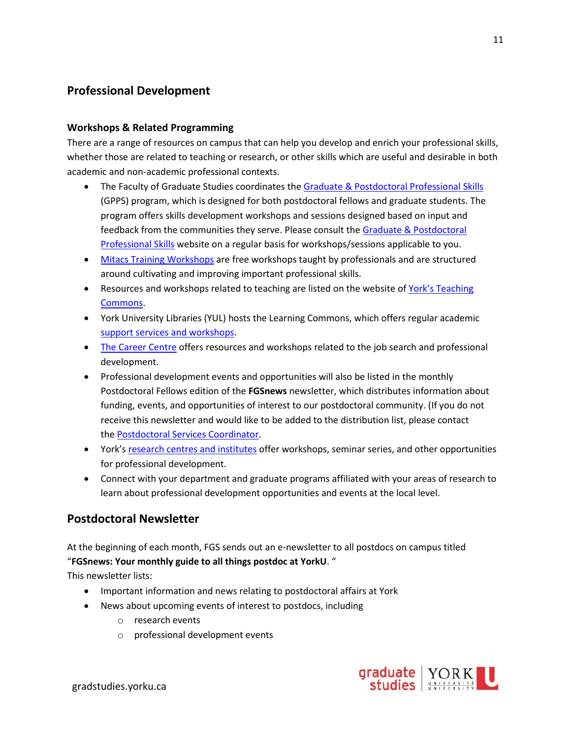## Professional Development

### Workshops & Related Programming

There are a range of resources on campus that can help you develop and enrich your professional skills, whether those are related to teaching or research, or other skills which are useful and desirable in both academic and non-academic professional contexts.

- The Faculty of Graduate Studies coordinates the Graduate & Postdoctoral Professional Skills (GPPS) program, which is designed for both postdoctoral fellows and graduate students. The program offers skills development workshops and sessions designed based on input and feedback from the communities they serve. Please consult the Graduate & Postdoctoral Professional Skills website on a regular basis for workshops/sessions applicable to you.
- Mitacs Training Workshops are free workshops taught by professionals and are structured around cultivating and improving important professional skills.
- Resources and workshops related to teaching are listed on the website of York's Teaching Commons.
- York University Libraries (YUL) hosts the Learning Commons, which offers regular academic support services and workshops.
- The Career Centre offers resources and workshops related to the job search and professional development.
- Professional development events and opportunities will also be listed in the monthly Postdoctoral Fellows edition of the **FGSnews** newsletter, which distributes information about funding, events, and opportunities of interest to our postdoctoral community. (If you do not receive this newsletter and would like to be added to the distribution list, please contact the Postdoctoral Services Coordinator.
- York's research centres and institutes offer workshops, seminar series, and other opportunities for professional development.
- Connect with your department and graduate programs affiliated with your areas of research to learn about professional development opportunities and events at the local level.

## Postdoctoral Newsletter

At the beginning of each month, FGS sends out an e-newsletter to all postdocs on campus titled "**FGSnews: Your monthly guide to all things postdoc at YorkU**. "
This newsletter lists:

- Important information and news relating to postdoctoral affairs at York
- News about upcoming events of interest to postdocs, including
    - research events
    - professional development events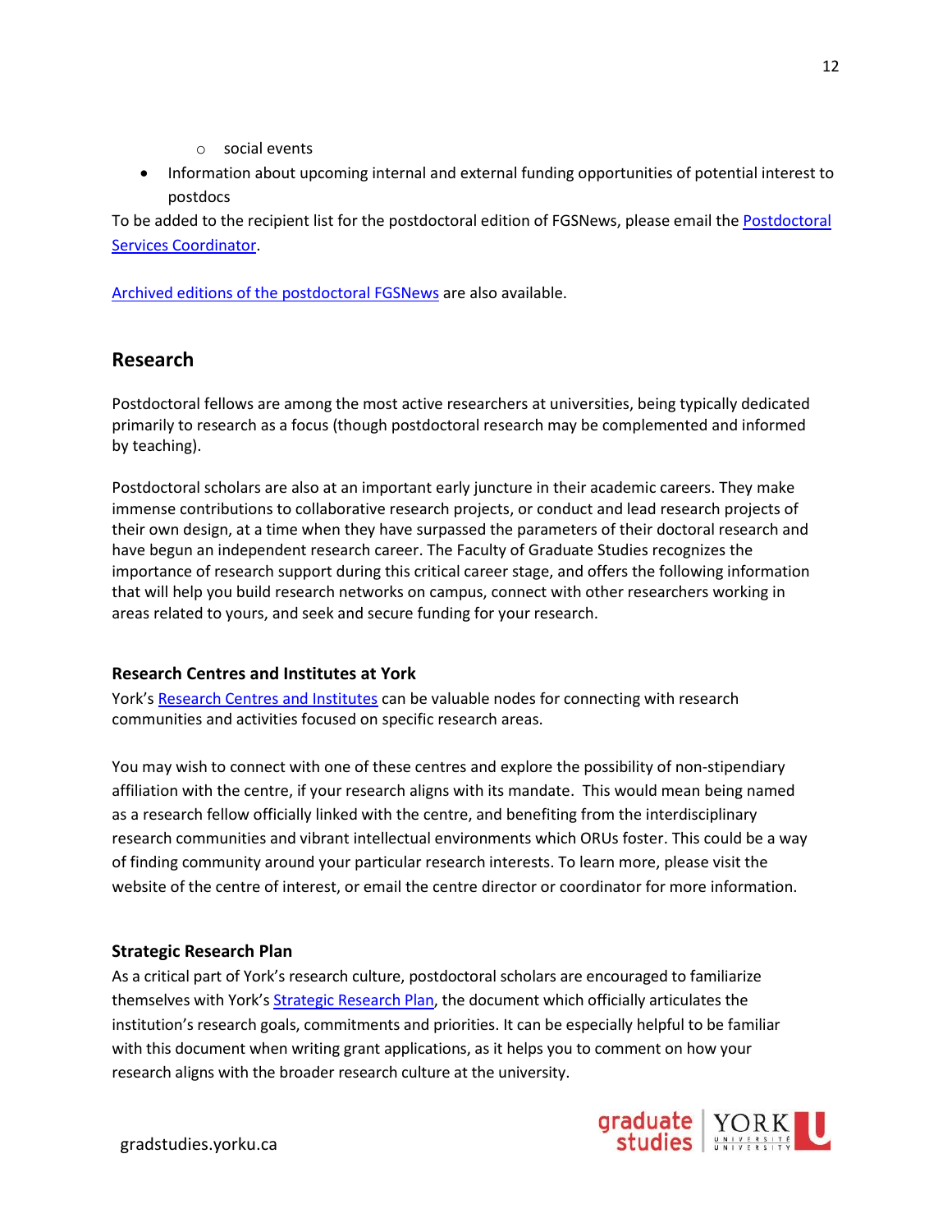- social events
- Information about upcoming internal and external funding opportunities of potential interest to postdocs

To be added to the recipient list for the postdoctoral edition of FGSNews, please email the Postdoctoral Services Coordinator.

Archived editions of the postdoctoral FGSNews are also available.

## Research

Postdoctoral fellows are among the most active researchers at universities, being typically dedicated primarily to research as a focus (though postdoctoral research may be complemented and informed by teaching).

Postdoctoral scholars are also at an important early juncture in their academic careers. They make immense contributions to collaborative research projects, or conduct and lead research projects of their own design, at a time when they have surpassed the parameters of their doctoral research and have begun an independent research career. The Faculty of Graduate Studies recognizes the importance of research support during this critical career stage, and offers the following information that will help you build research networks on campus, connect with other researchers working in areas related to yours, and seek and secure funding for your research.

### Research Centres and Institutes at York

York's Research Centres and Institutes can be valuable nodes for connecting with research communities and activities focused on specific research areas.

You may wish to connect with one of these centres and explore the possibility of non-stipendiary affiliation with the centre, if your research aligns with its mandate. This would mean being named as a research fellow officially linked with the centre, and benefiting from the interdisciplinary research communities and vibrant intellectual environments which ORUs foster. This could be a way of finding community around your particular research interests. To learn more, please visit the website of the centre of interest, or email the centre director or coordinator for more information.

### Strategic Research Plan

As a critical part of York's research culture, postdoctoral scholars are encouraged to familiarize themselves with York's Strategic Research Plan, the document which officially articulates the institution's research goals, commitments and priorities. It can be especially helpful to be familiar with this document when writing grant applications, as it helps you to comment on how your research aligns with the broader research culture at the university.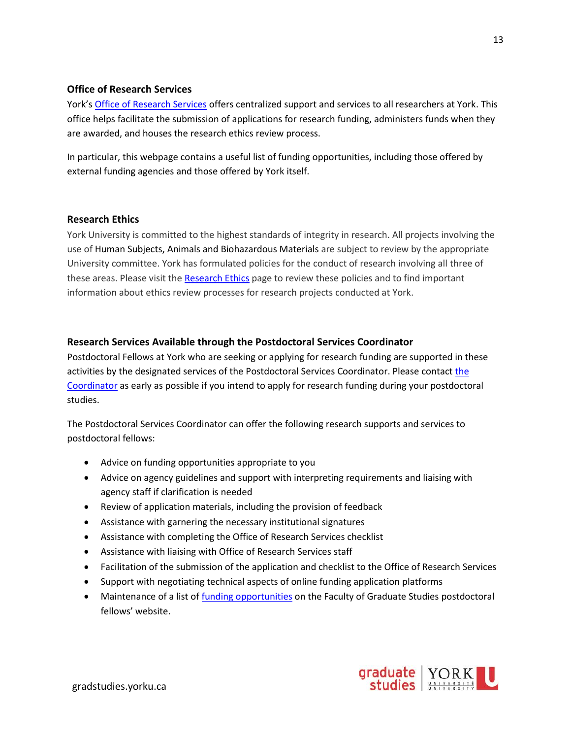### Office of Research Services

York's Office of Research Services offers centralized support and services to all researchers at York. This office helps facilitate the submission of applications for research funding, administers funds when they are awarded, and houses the research ethics review process.

In particular, this webpage contains a useful list of funding opportunities, including those offered by external funding agencies and those offered by York itself.

### Research Ethics

York University is committed to the highest standards of integrity in research. All projects involving the use of Human Subjects, Animals and Biohazardous Materials are subject to review by the appropriate University committee. York has formulated policies for the conduct of research involving all three of these areas. Please visit the Research Ethics page to review these policies and to find important information about ethics review processes for research projects conducted at York.

### Research Services Available through the Postdoctoral Services Coordinator

Postdoctoral Fellows at York who are seeking or applying for research funding are supported in these activities by the designated services of the Postdoctoral Services Coordinator. Please contact the Coordinator as early as possible if you intend to apply for research funding during your postdoctoral studies.

The Postdoctoral Services Coordinator can offer the following research supports and services to postdoctoral fellows:

- Advice on funding opportunities appropriate to you
- Advice on agency guidelines and support with interpreting requirements and liaising with agency staff if clarification is needed
- Review of application materials, including the provision of feedback
- Assistance with garnering the necessary institutional signatures
- Assistance with completing the Office of Research Services checklist
- Assistance with liaising with Office of Research Services staff
- Facilitation of the submission of the application and checklist to the Office of Research Services
- Support with negotiating technical aspects of online funding application platforms
- Maintenance of a list of funding opportunities on the Faculty of Graduate Studies postdoctoral fellows' website.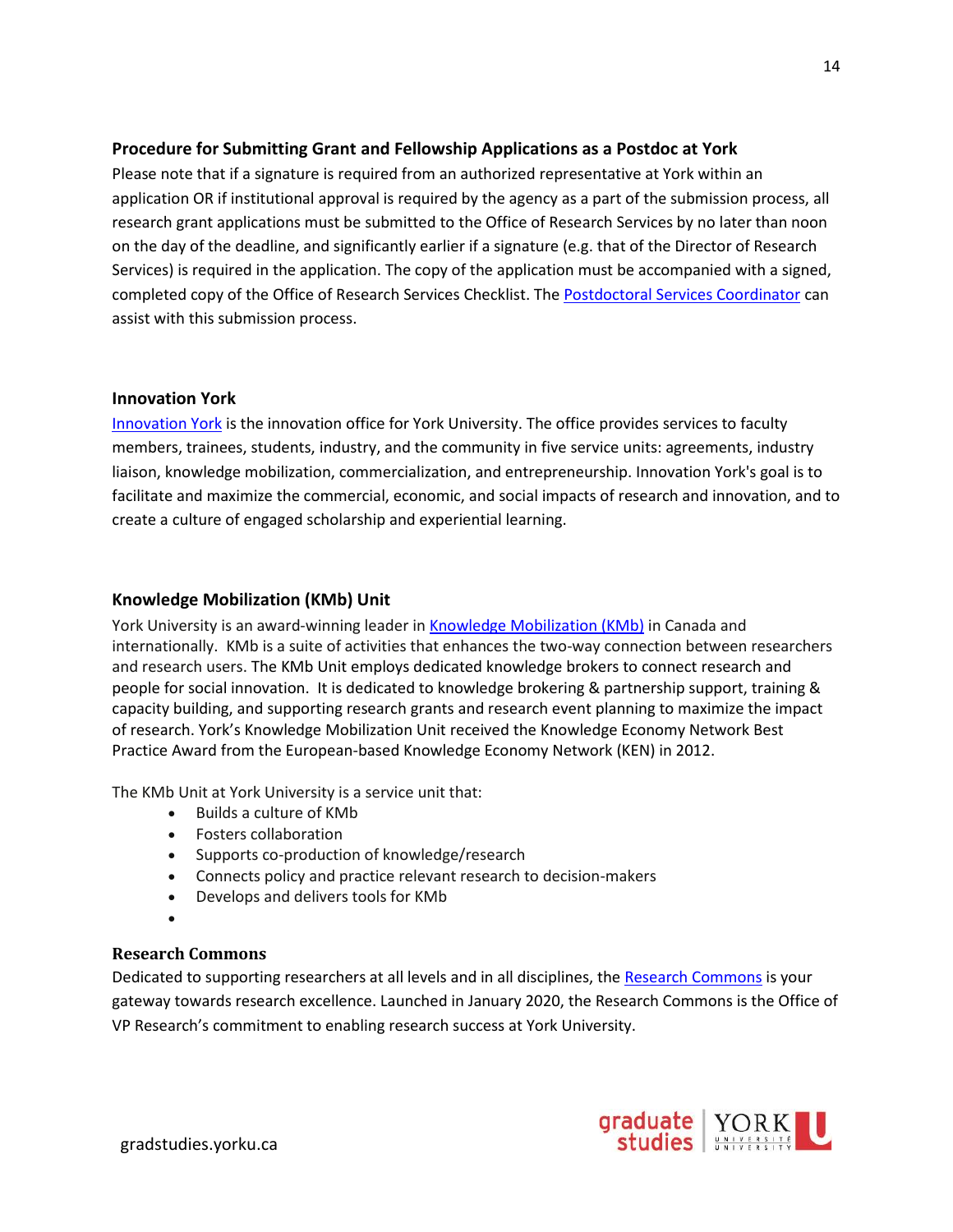### Procedure for Submitting Grant and Fellowship Applications as a Postdoc at York

Please note that if a signature is required from an authorized representative at York within an application OR if institutional approval is required by the agency as a part of the submission process, all research grant applications must be submitted to the Office of Research Services by no later than noon on the day of the deadline, and significantly earlier if a signature (e.g. that of the Director of Research Services) is required in the application. The copy of the application must be accompanied with a signed, completed copy of the Office of Research Services Checklist. The Postdoctoral Services Coordinator can assist with this submission process.

### Innovation York

Innovation York is the innovation office for York University. The office provides services to faculty members, trainees, students, industry, and the community in five service units: agreements, industry liaison, knowledge mobilization, commercialization, and entrepreneurship. Innovation York's goal is to facilitate and maximize the commercial, economic, and social impacts of research and innovation, and to create a culture of engaged scholarship and experiential learning.

### Knowledge Mobilization (KMb) Unit

York University is an award-winning leader in Knowledge Mobilization (KMb) in Canada and internationally. KMb is a suite of activities that enhances the two-way connection between researchers and research users. The KMb Unit employs dedicated knowledge brokers to connect research and people for social innovation. It is dedicated to knowledge brokering & partnership support, training & capacity building, and supporting research grants and research event planning to maximize the impact of research. York's Knowledge Mobilization Unit received the Knowledge Economy Network Best Practice Award from the European-based Knowledge Economy Network (KEN) in 2012.

The KMb Unit at York University is a service unit that:

- Builds a culture of KMb
- Fosters collaboration
- Supports co-production of knowledge/research
- Connects policy and practice relevant research to decision-makers
- Develops and delivers tools for KMb

### Research Commons

Dedicated to supporting researchers at all levels and in all disciplines, the Research Commons is your gateway towards research excellence. Launched in January 2020, the Research Commons is the Office of VP Research's commitment to enabling research success at York University.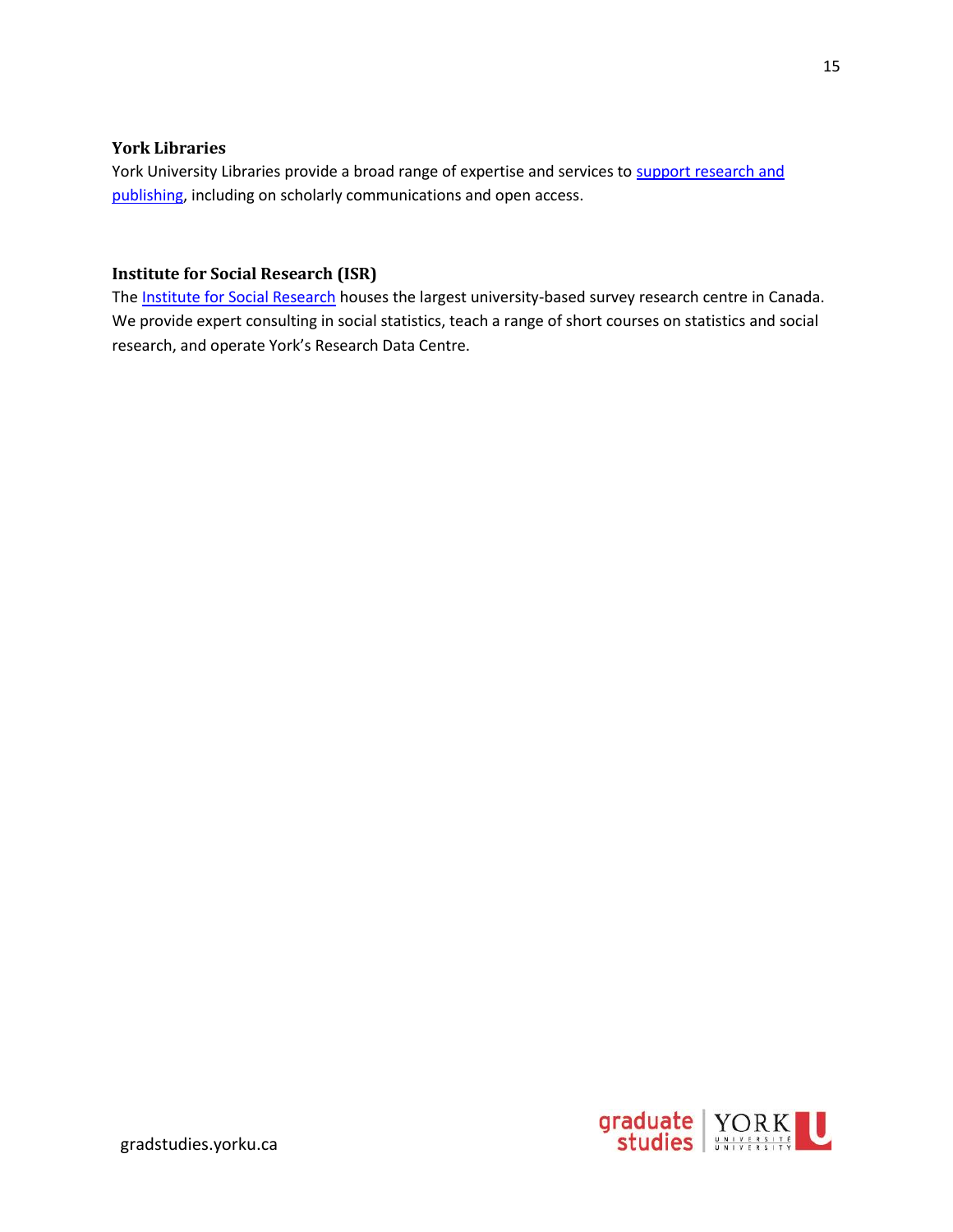### York Libraries

York University Libraries provide a broad range of expertise and services to support research and publishing, including on scholarly communications and open access.

### Institute for Social Research (ISR)

The Institute for Social Research houses the largest university-based survey research centre in Canada. We provide expert consulting in social statistics, teach a range of short courses on statistics and social research, and operate York's Research Data Centre.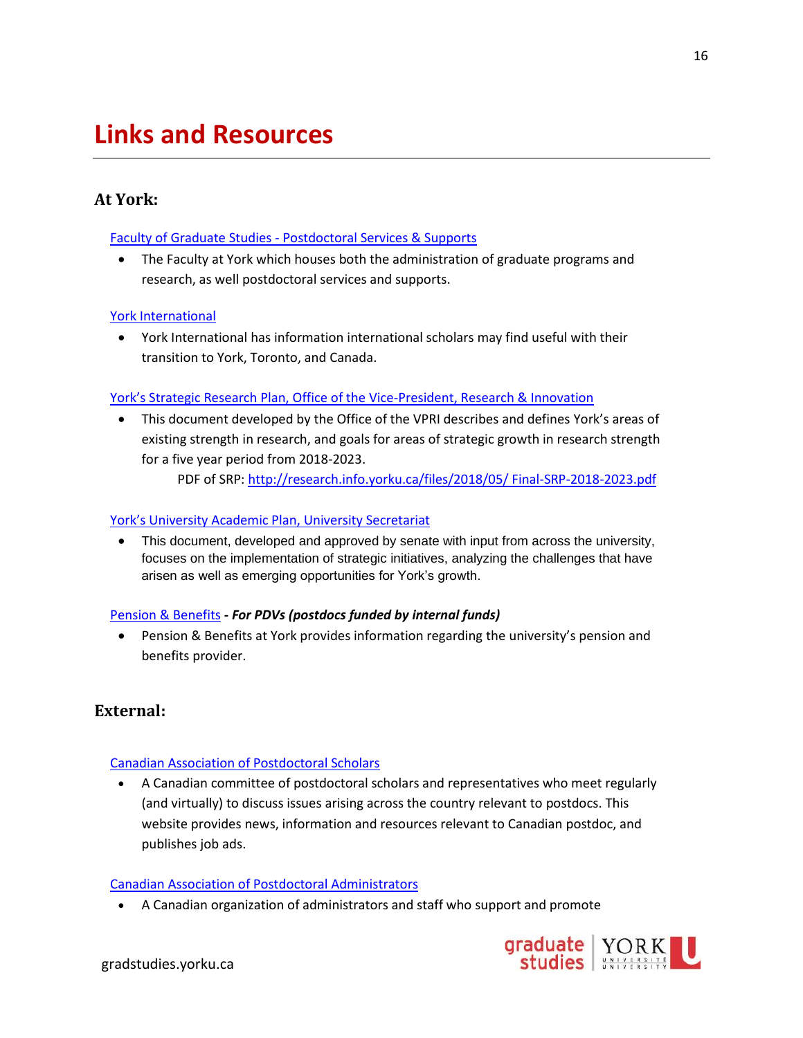# Links and Resources

## At York:

Faculty of Graduate Studies - Postdoctoral Services & Supports

- The Faculty at York which houses both the administration of graduate programs and research, as well postdoctoral services and supports.

York International

- York International has information international scholars may find useful with their transition to York, Toronto, and Canada.

York's Strategic Research Plan, Office of the Vice-President, Research & Innovation

- This document developed by the Office of the VPRI describes and defines York's areas of existing strength in research, and goals for areas of strategic growth in research strength for a five year period from 2018-2023.

  PDF of SRP: http://research.info.yorku.ca/files/2018/05/ Final-SRP-2018-2023.pdf

York's University Academic Plan, University Secretariat

- This document, developed and approved by senate with input from across the university, focuses on the implementation of strategic initiatives, analyzing the challenges that have arisen as well as emerging opportunities for York's growth.

Pension & Benefits **- *For PDVs (postdocs funded by internal funds)***

- Pension & Benefits at York provides information regarding the university's pension and benefits provider.

## External:

Canadian Association of Postdoctoral Scholars

- A Canadian committee of postdoctoral scholars and representatives who meet regularly (and virtually) to discuss issues arising across the country relevant to postdocs. This website provides news, information and resources relevant to Canadian postdoc, and publishes job ads.

Canadian Association of Postdoctoral Administrators

- A Canadian organization of administrators and staff who support and promote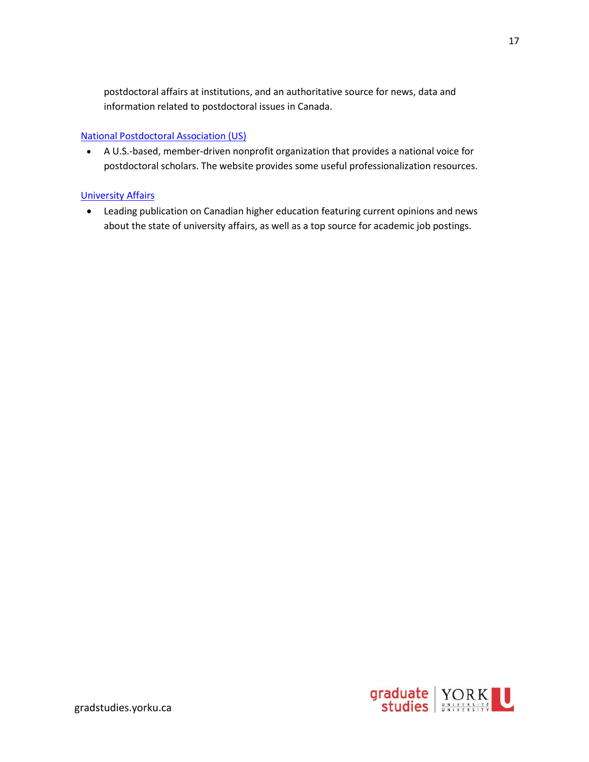postdoctoral affairs at institutions, and an authoritative source for news, data and information related to postdoctoral issues in Canada.

National Postdoctoral Association (US)

- A U.S.-based, member-driven nonprofit organization that provides a national voice for postdoctoral scholars. The website provides some useful professionalization resources.

University Affairs

- Leading publication on Canadian higher education featuring current opinions and news about the state of university affairs, as well as a top source for academic job postings.